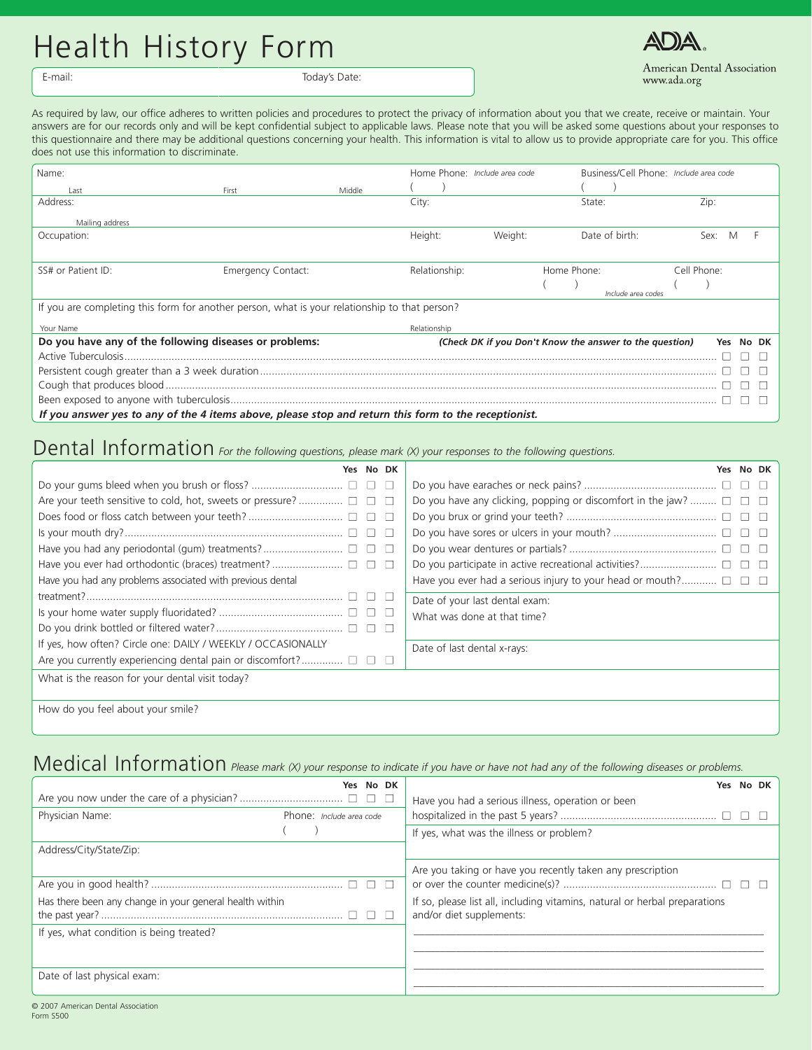# Health History Form

ADA. American Dental Association www.ada.org

| E-mail: | Today's Date: |
|---|---|

As required by law, our office adheres to written policies and procedures to protect the privacy of information about you that we create, receive or maintain. Your answers are for our records only and will be kept confidential subject to applicable laws. Please note that you will be asked some questions about your responses to this questionnaire and there may be additional questions concerning your health. This information is vital to allow us to provide appropriate care for you. This office does not use this information to discriminate.

| | | | | | |
|---|---|---|---|---|---|
| Name: Last / First / Middle | | | Home Phone: *Include area code* ( ) | Business/Cell Phone: *Include area code* ( ) | |
| Address: Mailing address | | | City: | State: | Zip: |
| Occupation: | | | Height: Weight: | Date of birth: | Sex: M F |
| SS# or Patient ID: | Emergency Contact: | | Relationship: | Home Phone: ( ) *Include area codes* | Cell Phone: ( ) |

If you are completing this form for another person, what is your relationship to that person?

Your Name ______ Relationship ______

| **Do you have any of the following diseases or problems:** *(Check DK if you Don't Know the answer to the question)* | **Yes** | **No** | **DK** |
|---|---|---|---|
| Active Tuberculosis | ☐ | ☐ | ☐ |
| Persistent cough greater than a 3 week duration | ☐ | ☐ | ☐ |
| Cough that produces blood | ☐ | ☐ | ☐ |
| Been exposed to anyone with tuberculosis | ☐ | ☐ | ☐ |

***If you answer yes to any of the 4 items above, please stop and return this form to the receptionist.***

## Dental Information *For the following questions, please mark (X) your responses to the following questions.*

| | **Yes** | **No** | **DK** |
|---|---|---|---|
| Do your gums bleed when you brush or floss? | ☐ | ☐ | ☐ |
| Are your teeth sensitive to cold, hot, sweets or pressure? | ☐ | ☐ | ☐ |
| Does food or floss catch between your teeth? | ☐ | ☐ | ☐ |
| Is your mouth dry? | ☐ | ☐ | ☐ |
| Have you had any periodontal (gum) treatments? | ☐ | ☐ | ☐ |
| Have you ever had orthodontic (braces) treatment? | ☐ | ☐ | ☐ |
| Have you had any problems associated with previous dental treatment? | ☐ | ☐ | ☐ |
| Is your home water supply fluoridated? | ☐ | ☐ | ☐ |
| Do you drink bottled or filtered water? | ☐ | ☐ | ☐ |
| If yes, how often? Circle one: DAILY / WEEKLY / OCCASIONALLY | | | |
| Are you currently experiencing dental pain or discomfort? | ☐ | ☐ | ☐ |
| Do you have earaches or neck pains? | ☐ | ☐ | ☐ |
| Do you have any clicking, popping or discomfort in the jaw? | ☐ | ☐ | ☐ |
| Do you brux or grind your teeth? | ☐ | ☐ | ☐ |
| Do you have sores or ulcers in your mouth? | ☐ | ☐ | ☐ |
| Do you wear dentures or partials? | ☐ | ☐ | ☐ |
| Do you participate in active recreational activities? | ☐ | ☐ | ☐ |
| Have you ever had a serious injury to your head or mouth? | ☐ | ☐ | ☐ |

Date of your last dental exam:

What was done at that time?

Date of last dental x-rays:

What is the reason for your dental visit today?

How do you feel about your smile?

## Medical Information *Please mark (X) your response to indicate if you have or have not had any of the following diseases or problems.*

| | **Yes** | **No** | **DK** |
|---|---|---|---|
| Are you now under the care of a physician? | ☐ | ☐ | ☐ |
| Physician Name: Phone: *Include area code* ( ) | | | |
| Address/City/State/Zip: | | | |
| Are you in good health? | ☐ | ☐ | ☐ |
| Has there been any change in your general health within the past year? | ☐ | ☐ | ☐ |
| If yes, what condition is being treated? | | | |
| Date of last physical exam: | | | |
| Have you had a serious illness, operation or been hospitalized in the past 5 years? | ☐ | ☐ | ☐ |
| If yes, what was the illness or problem? | | | |
| Are you taking or have you recently taken any prescription or over the counter medicine(s)? | ☐ | ☐ | ☐ |

If so, please list all, including vitamins, natural or herbal preparations and/or diet supplements:

______________________________________________

______________________________________________

______________________________________________

______________________________________________

© 2007 American Dental Association
Form S500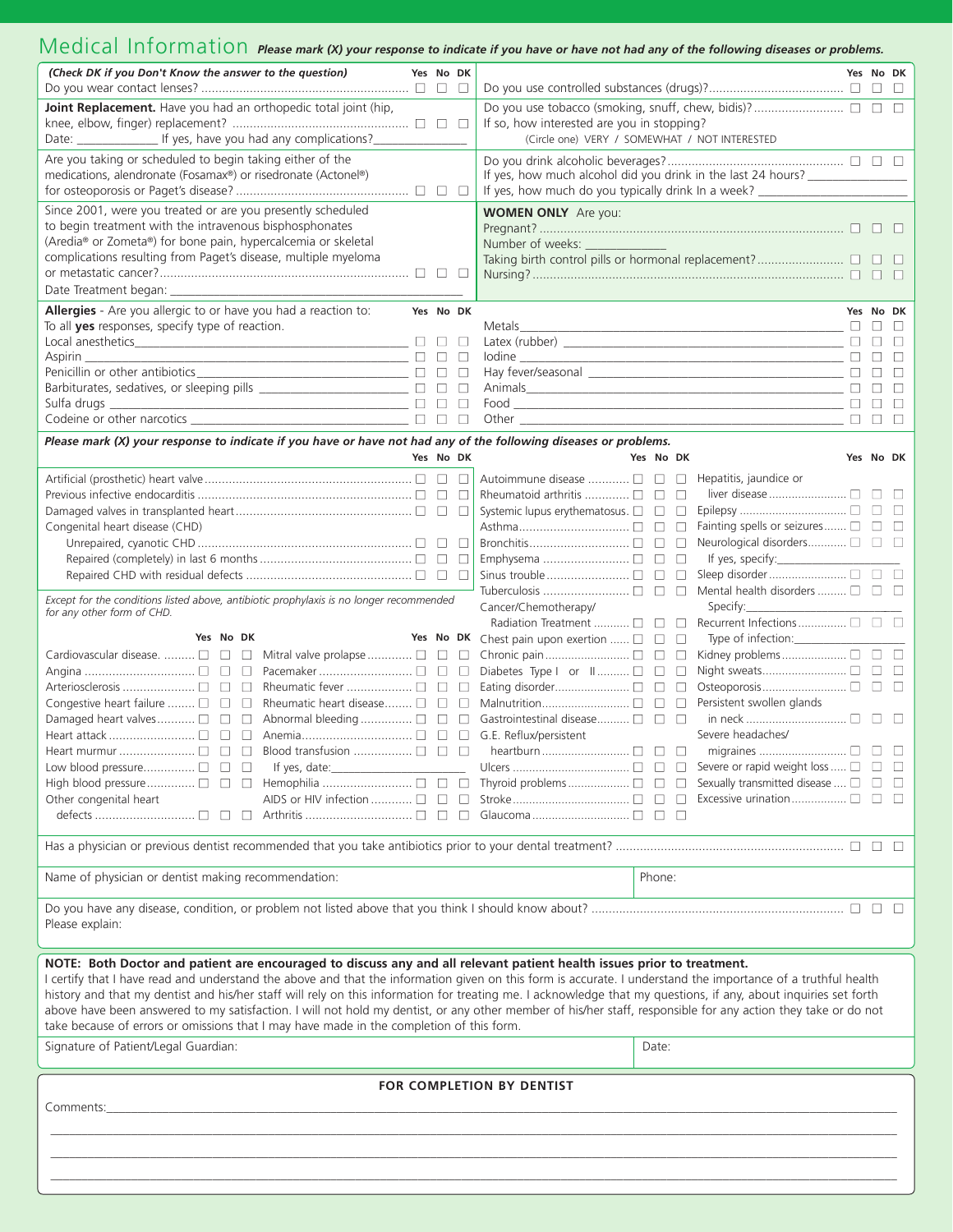# Medical Information

***Please mark (X) your response to indicate if you have or have not had any of the following diseases or problems.***

| *(Check DK if you Don't Know the answer to the question)* | Yes | No | DK |
|---|---|---|---|
| Do you wear contact lenses? | ☐ | ☐ | ☐ |
| **Joint Replacement.** Have you had an orthopedic total joint (hip, knee, elbow, finger) replacement? | ☐ | ☐ | ☐ |
| Date: _____________ If yes, have you had any complications? _______________ | | | |
| Are you taking or scheduled to begin taking either of the medications, alendronate (Fosamax®) or risedronate (Actonel®) for osteoporosis or Paget's disease? | ☐ | ☐ | ☐ |
| Since 2001, were you treated or are you presently scheduled to begin treatment with the intravenous bisphosphonates (Aredia® or Zometa®) for bone pain, hypercalcemia or skeletal complications resulting from Paget's disease, multiple myeloma or metastatic cancer? | ☐ | ☐ | ☐ |
| Date Treatment began: _______________ | | | |

| | Yes | No | DK |
|---|---|---|---|
| Do you use controlled substances (drugs)? | ☐ | ☐ | ☐ |
| Do you use tobacco (smoking, snuff, chew, bidis)? | ☐ | ☐ | ☐ |
| If so, how interested are you in stopping? (Circle one) VERY / SOMEWHAT / NOT INTERESTED | | | |
| Do you drink alcoholic beverages? | ☐ | ☐ | ☐ |
| If yes, how much alcohol did you drink in the last 24 hours? _______________ | | | |
| If yes, how much do you typically drink In a week? _______________ | | | |
| **WOMEN ONLY** Are you: | | | |
| Pregnant? | ☐ | ☐ | ☐ |
| Number of weeks: ____________ | | | |
| Taking birth control pills or hormonal replacement? | ☐ | ☐ | ☐ |
| Nursing? | ☐ | ☐ | ☐ |

**Allergies** - Are you allergic to or have you had a reaction to:
To all **yes** responses, specify type of reaction.

| | Yes | No | DK | | Yes | No | DK |
|---|---|---|---|---|---|---|---|
| Local anesthetics ____________ | ☐ | ☐ | ☐ | Metals ____________ | ☐ | ☐ | ☐ |
| Aspirin ____________ | ☐ | ☐ | ☐ | Latex (rubber) ____________ | ☐ | ☐ | ☐ |
| Penicillin or other antibiotics ____________ | ☐ | ☐ | ☐ | Iodine ____________ | ☐ | ☐ | ☐ |
| Barbiturates, sedatives, or sleeping pills ____________ | ☐ | ☐ | ☐ | Hay fever/seasonal ____________ | ☐ | ☐ | ☐ |
| Sulfa drugs ____________ | ☐ | ☐ | ☐ | Animals ____________ | ☐ | ☐ | ☐ |
| Codeine or other narcotics ____________ | ☐ | ☐ | ☐ | Food ____________ | ☐ | ☐ | ☐ |
| | | | | Other ____________ | ☐ | ☐ | ☐ |

***Please mark (X) your response to indicate if you have or have not had any of the following diseases or problems.***

| | Yes | No | DK |
|---|---|---|---|
| Artificial (prosthetic) heart valve | ☐ | ☐ | ☐ |
| Previous infective endocarditis | ☐ | ☐ | ☐ |
| Damaged valves in transplanted heart | ☐ | ☐ | ☐ |
| Congenital heart disease (CHD) | | | |
| Unrepaired, cyanotic CHD | ☐ | ☐ | ☐ |
| Repaired (completely) in last 6 months | ☐ | ☐ | ☐ |
| Repaired CHD with residual defects | ☐ | ☐ | ☐ |

*Except for the conditions listed above, antibiotic prophylaxis is no longer recommended for any other form of CHD.*

| | Yes | No | DK | | Yes | No | DK |
|---|---|---|---|---|---|---|---|
| Cardiovascular disease | ☐ | ☐ | ☐ | Mitral valve prolapse | ☐ | ☐ | ☐ |
| Angina | ☐ | ☐ | ☐ | Pacemaker | ☐ | ☐ | ☐ |
| Arteriosclerosis | ☐ | ☐ | ☐ | Rheumatic fever | ☐ | ☐ | ☐ |
| Congestive heart failure | ☐ | ☐ | ☐ | Rheumatic heart disease | ☐ | ☐ | ☐ |
| Damaged heart valves | ☐ | ☐ | ☐ | Abnormal bleeding | ☐ | ☐ | ☐ |
| Heart attack | ☐ | ☐ | ☐ | Anemia | ☐ | ☐ | ☐ |
| Heart murmur | ☐ | ☐ | ☐ | Blood transfusion | ☐ | ☐ | ☐ |
| Low blood pressure | ☐ | ☐ | ☐ | If yes, date: ____________ | | | |
| High blood pressure | ☐ | ☐ | ☐ | Hemophilia | ☐ | ☐ | ☐ |
| Other congenital heart defects | ☐ | ☐ | ☐ | AIDS or HIV infection | ☐ | ☐ | ☐ |
| | | | | Arthritis | ☐ | ☐ | ☐ |

| | Yes | No | DK | | Yes | No | DK |
|---|---|---|---|---|---|---|---|
| Autoimmune disease | ☐ | ☐ | ☐ | Hepatitis, jaundice or liver disease | ☐ | ☐ | ☐ |
| Rheumatoid arthritis | ☐ | ☐ | ☐ | Epilepsy | ☐ | ☐ | ☐ |
| Systemic lupus erythematosus | ☐ | ☐ | ☐ | Fainting spells or seizures | ☐ | ☐ | ☐ |
| Asthma | ☐ | ☐ | ☐ | Neurological disorders | ☐ | ☐ | ☐ |
| Bronchitis | ☐ | ☐ | ☐ | If yes, specify: ____________ | | | |
| Emphysema | ☐ | ☐ | ☐ | Sleep disorder | ☐ | ☐ | ☐ |
| Sinus trouble | ☐ | ☐ | ☐ | Mental health disorders | ☐ | ☐ | ☐ |
| Tuberculosis | ☐ | ☐ | ☐ | Specify: ____________ | | | |
| Cancer/Chemotherapy/ Radiation Treatment | ☐ | ☐ | ☐ | Recurrent Infections | ☐ | ☐ | ☐ |
| Chest pain upon exertion | ☐ | ☐ | ☐ | Type of infection: ____________ | | | |
| Chronic pain | ☐ | ☐ | ☐ | Kidney problems | ☐ | ☐ | ☐ |
| Diabetes Type I or II | ☐ | ☐ | ☐ | Night sweats | ☐ | ☐ | ☐ |
| Eating disorder | ☐ | ☐ | ☐ | Osteoporosis | ☐ | ☐ | ☐ |
| Malnutrition | ☐ | ☐ | ☐ | Persistent swollen glands in neck | ☐ | ☐ | ☐ |
| Gastrointestinal disease | ☐ | ☐ | ☐ | Severe headaches/ migraines | ☐ | ☐ | ☐ |
| G.E. Reflux/persistent heartburn | ☐ | ☐ | ☐ | Severe or rapid weight loss | ☐ | ☐ | ☐ |
| Ulcers | ☐ | ☐ | ☐ | Sexually transmitted disease | ☐ | ☐ | ☐ |
| Thyroid problems | ☐ | ☐ | ☐ | Excessive urination | ☐ | ☐ | ☐ |
| Stroke | ☐ | ☐ | ☐ | | | | |
| Glaucoma | ☐ | ☐ | ☐ | | | | |

Has a physician or previous dentist recommended that you take antibiotics prior to your dental treatment? ☐ ☐ ☐

Name of physician or dentist making recommendation: ____________ Phone: ____________

Do you have any disease, condition, or problem not listed above that you think I should know about? ☐ ☐ ☐
Please explain:

**NOTE: Both Doctor and patient are encouraged to discuss any and all relevant patient health issues prior to treatment.**
I certify that I have read and understand the above and that the information given on this form is accurate. I understand the importance of a truthful health history and that my dentist and his/her staff will rely on this information for treating me. I acknowledge that my questions, if any, about inquiries set forth above have been answered to my satisfaction. I will not hold my dentist, or any other member of his/her staff, responsible for any action they take or do not take because of errors or omissions that I may have made in the completion of this form.

Signature of Patient/Legal Guardian: ____________ Date: ____________

**FOR COMPLETION BY DENTIST**

Comments: ____________________________________________